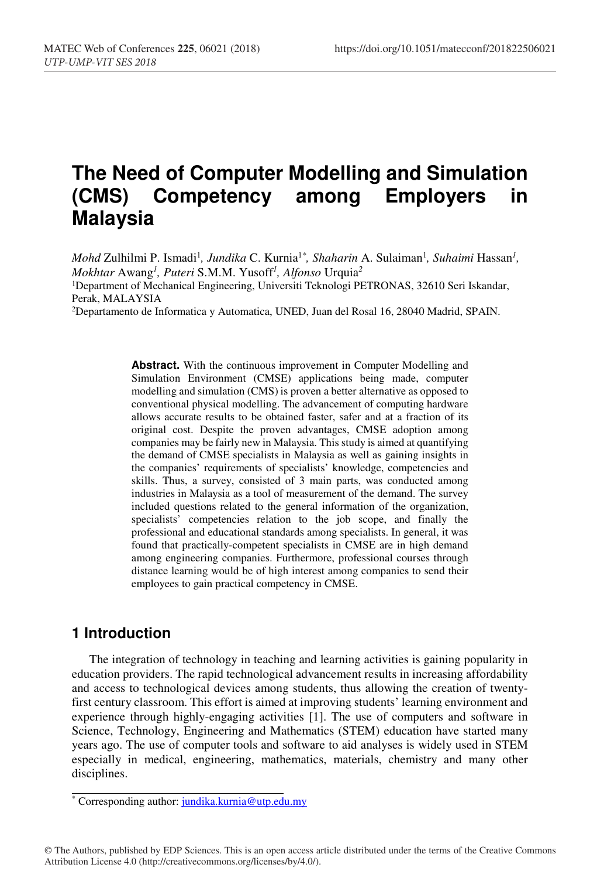# The Need of Computer Modelling and Simulation (CMS) Competency among Employers in Malaysia

*Mohd* Zulhilmi P. Ismadi[1], *Jundika* C. Kurnia[1*], *Shaharin* A. Sulaiman[1], *Suhaimi* Hassan[1], *Mokhtar* Awang[1], *Puteri* S.M.M. Yusoff[1], *Alfonso* Urquia[2]

[1]Department of Mechanical Engineering, Universiti Teknologi PETRONAS, 32610 Seri Iskandar, Perak, MALAYSIA

[2]Departamento de Informatica y Automatica, UNED, Juan del Rosal 16, 28040 Madrid, SPAIN.

**Abstract.** With the continuous improvement in Computer Modelling and Simulation Environment (CMSE) applications being made, computer modelling and simulation (CMS) is proven a better alternative as opposed to conventional physical modelling. The advancement of computing hardware allows accurate results to be obtained faster, safer and at a fraction of its original cost. Despite the proven advantages, CMSE adoption among companies may be fairly new in Malaysia. This study is aimed at quantifying the demand of CMSE specialists in Malaysia as well as gaining insights in the companies' requirements of specialists' knowledge, competencies and skills. Thus, a survey, consisted of 3 main parts, was conducted among industries in Malaysia as a tool of measurement of the demand. The survey included questions related to the general information of the organization, specialists' competencies relation to the job scope, and finally the professional and educational standards among specialists. In general, it was found that practically-competent specialists in CMSE are in high demand among engineering companies. Furthermore, professional courses through distance learning would be of high interest among companies to send their employees to gain practical competency in CMSE.

## 1 Introduction

The integration of technology in teaching and learning activities is gaining popularity in education providers. The rapid technological advancement results in increasing affordability and access to technological devices among students, thus allowing the creation of twenty-first century classroom. This effort is aimed at improving students' learning environment and experience through highly-engaging activities [1]. The use of computers and software in Science, Technology, Engineering and Mathematics (STEM) education have started many years ago. The use of computer tools and software to aid analyses is widely used in STEM especially in medical, engineering, mathematics, materials, chemistry and many other disciplines.

[*] Corresponding author: jundika.kurnia@utp.edu.my

© The Authors, published by EDP Sciences. This is an open access article distributed under the terms of the Creative Commons Attribution License 4.0 (http://creativecommons.org/licenses/by/4.0/).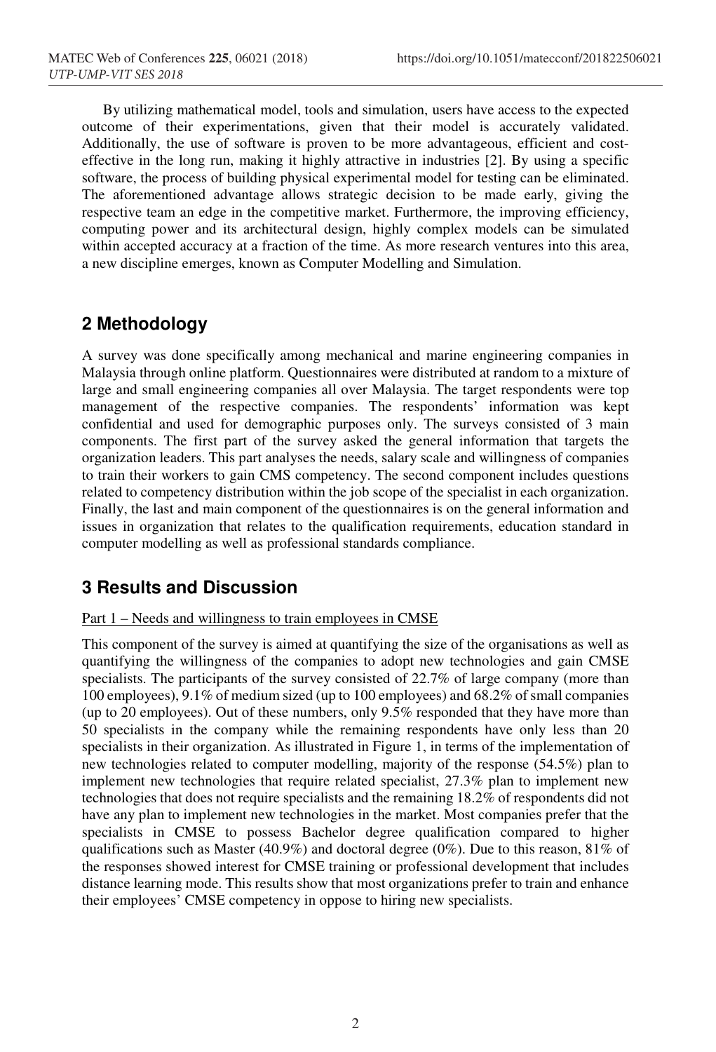By utilizing mathematical model, tools and simulation, users have access to the expected outcome of their experimentations, given that their model is accurately validated. Additionally, the use of software is proven to be more advantageous, efficient and cost-effective in the long run, making it highly attractive in industries [2]. By using a specific software, the process of building physical experimental model for testing can be eliminated. The aforementioned advantage allows strategic decision to be made early, giving the respective team an edge in the competitive market. Furthermore, the improving efficiency, computing power and its architectural design, highly complex models can be simulated within accepted accuracy at a fraction of the time. As more research ventures into this area, a new discipline emerges, known as Computer Modelling and Simulation.

## 2 Methodology

A survey was done specifically among mechanical and marine engineering companies in Malaysia through online platform. Questionnaires were distributed at random to a mixture of large and small engineering companies all over Malaysia. The target respondents were top management of the respective companies. The respondents' information was kept confidential and used for demographic purposes only. The surveys consisted of 3 main components. The first part of the survey asked the general information that targets the organization leaders. This part analyses the needs, salary scale and willingness of companies to train their workers to gain CMS competency. The second component includes questions related to competency distribution within the job scope of the specialist in each organization. Finally, the last and main component of the questionnaires is on the general information and issues in organization that relates to the qualification requirements, education standard in computer modelling as well as professional standards compliance.

## 3 Results and Discussion

Part 1 – Needs and willingness to train employees in CMSE

This component of the survey is aimed at quantifying the size of the organisations as well as quantifying the willingness of the companies to adopt new technologies and gain CMSE specialists. The participants of the survey consisted of 22.7% of large company (more than 100 employees), 9.1% of medium sized (up to 100 employees) and 68.2% of small companies (up to 20 employees). Out of these numbers, only 9.5% responded that they have more than 50 specialists in the company while the remaining respondents have only less than 20 specialists in their organization. As illustrated in Figure 1, in terms of the implementation of new technologies related to computer modelling, majority of the response (54.5%) plan to implement new technologies that require related specialist, 27.3% plan to implement new technologies that does not require specialists and the remaining 18.2% of respondents did not have any plan to implement new technologies in the market. Most companies prefer that the specialists in CMSE to possess Bachelor degree qualification compared to higher qualifications such as Master (40.9%) and doctoral degree (0%). Due to this reason, 81% of the responses showed interest for CMSE training or professional development that includes distance learning mode. This results show that most organizations prefer to train and enhance their employees' CMSE competency in oppose to hiring new specialists.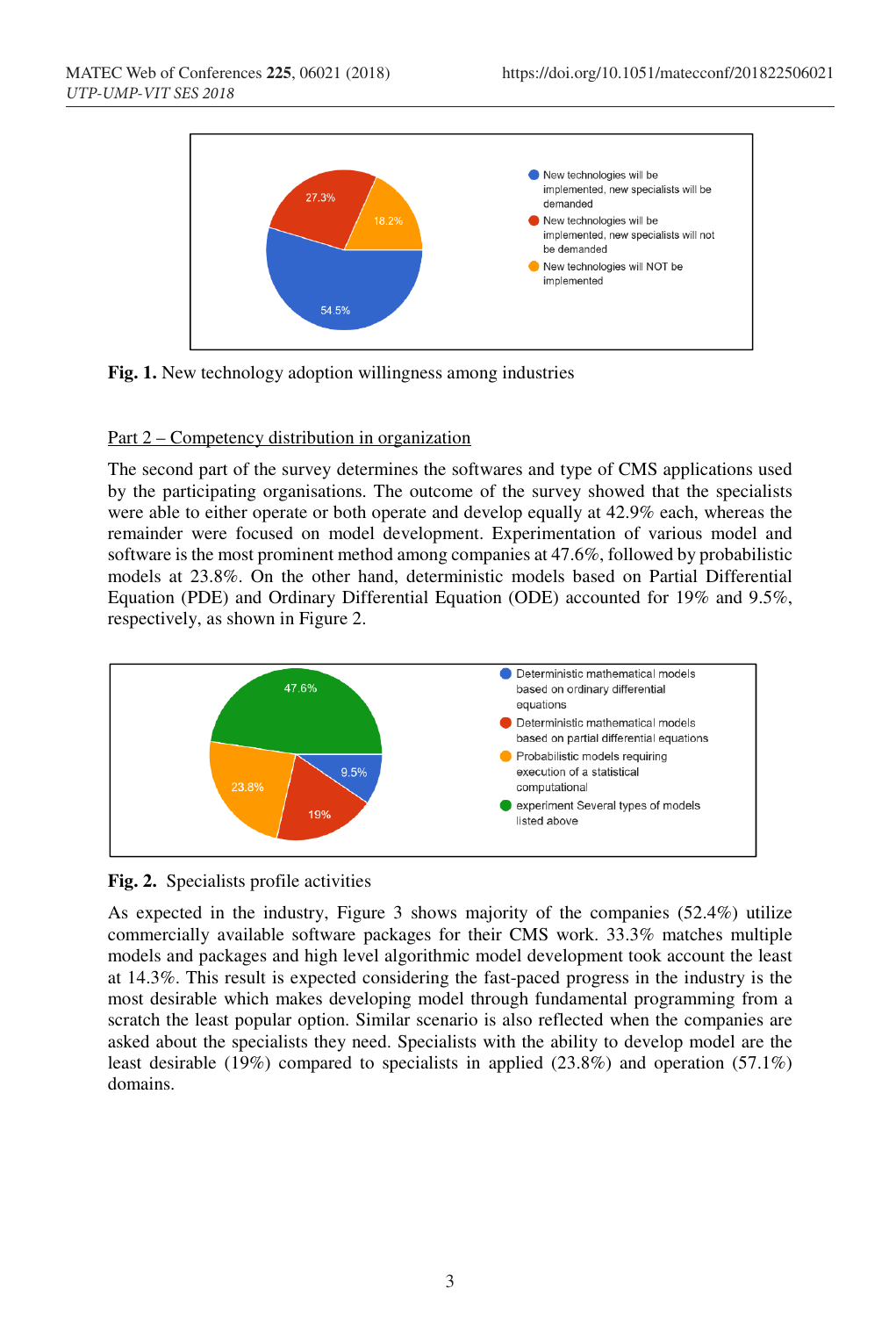**Fig. 1.** New technology adoption willingness among industries

Part 2 – Competency distribution in organization

The second part of the survey determines the softwares and type of CMS applications used by the participating organisations. The outcome of the survey showed that the specialists were able to either operate or both operate and develop equally at 42.9% each, whereas the remainder were focused on model development. Experimentation of various model and software is the most prominent method among companies at 47.6%, followed by probabilistic models at 23.8%. On the other hand, deterministic models based on Partial Differential Equation (PDE) and Ordinary Differential Equation (ODE) accounted for 19% and 9.5%, respectively, as shown in Figure 2.

**Fig. 2.** Specialists profile activities

As expected in the industry, Figure 3 shows majority of the companies (52.4%) utilize commercially available software packages for their CMS work. 33.3% matches multiple models and packages and high level algorithmic model development took account the least at 14.3%. This result is expected considering the fast-paced progress in the industry is the most desirable which makes developing model through fundamental programming from a scratch the least popular option. Similar scenario is also reflected when the companies are asked about the specialists they need. Specialists with the ability to develop model are the least desirable (19%) compared to specialists in applied (23.8%) and operation (57.1%) domains.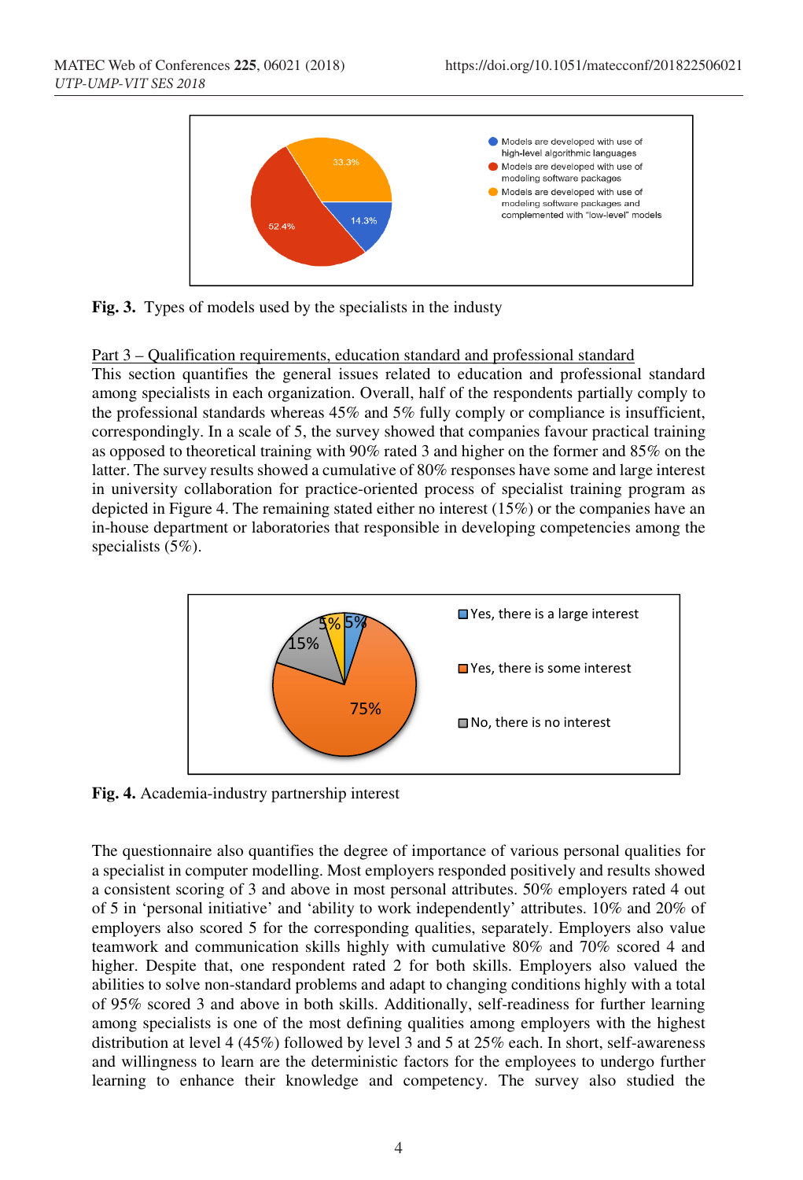Fig. 3. Types of models used by the specialists in the industy

Part 3 – Qualification requirements, education standard and professional standard

This section quantifies the general issues related to education and professional standard among specialists in each organization. Overall, half of the respondents partially comply to the professional standards whereas 45% and 5% fully comply or compliance is insufficient, correspondingly. In a scale of 5, the survey showed that companies favour practical training as opposed to theoretical training with 90% rated 3 and higher on the former and 85% on the latter. The survey results showed a cumulative of 80% responses have some and large interest in university collaboration for practice-oriented process of specialist training program as depicted in Figure 4. The remaining stated either no interest (15%) or the companies have an in-house department or laboratories that responsible in developing competencies among the specialists (5%).

Fig. 4. Academia-industry partnership interest

The questionnaire also quantifies the degree of importance of various personal qualities for a specialist in computer modelling. Most employers responded positively and results showed a consistent scoring of 3 and above in most personal attributes. 50% employers rated 4 out of 5 in 'personal initiative' and 'ability to work independently' attributes. 10% and 20% of employers also scored 5 for the corresponding qualities, separately. Employers also value teamwork and communication skills highly with cumulative 80% and 70% scored 4 and higher. Despite that, one respondent rated 2 for both skills. Employers also valued the abilities to solve non-standard problems and adapt to changing conditions highly with a total of 95% scored 3 and above in both skills. Additionally, self-readiness for further learning among specialists is one of the most defining qualities among employers with the highest distribution at level 4 (45%) followed by level 3 and 5 at 25% each. In short, self-awareness and willingness to learn are the deterministic factors for the employees to undergo further learning to enhance their knowledge and competency. The survey also studied the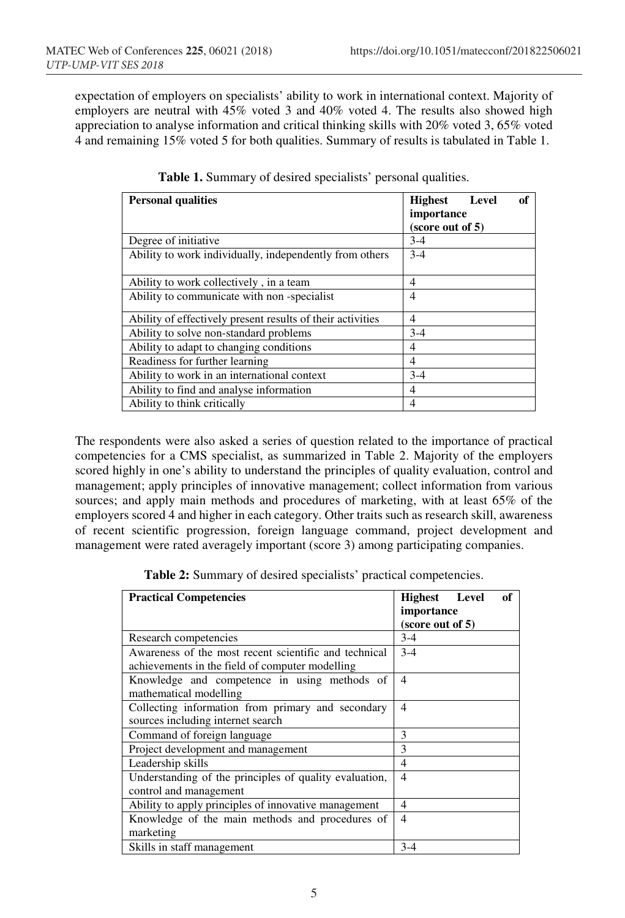expectation of employers on specialists' ability to work in international context. Majority of employers are neutral with 45% voted 3 and 40% voted 4. The results also showed high appreciation to analyse information and critical thinking skills with 20% voted 3, 65% voted 4 and remaining 15% voted 5 for both qualities. Summary of results is tabulated in Table 1.

**Table 1.** Summary of desired specialists' personal qualities.

| **Personal qualities** | **Highest Level of importance (score out of 5)** |
| --- | --- |
| Degree of initiative | 3-4 |
| Ability to work individually, independently from others | 3-4 |
| Ability to work collectively , in a team | 4 |
| Ability to communicate with non -specialist | 4 |
| Ability of effectively present results of their activities | 4 |
| Ability to solve non-standard problems | 3-4 |
| Ability to adapt to changing conditions | 4 |
| Readiness for further learning | 4 |
| Ability to work in an international context | 3-4 |
| Ability to find and analyse information | 4 |
| Ability to think critically | 4 |

The respondents were also asked a series of question related to the importance of practical competencies for a CMS specialist, as summarized in Table 2. Majority of the employers scored highly in one's ability to understand the principles of quality evaluation, control and management; apply principles of innovative management; collect information from various sources; and apply main methods and procedures of marketing, with at least 65% of the employers scored 4 and higher in each category. Other traits such as research skill, awareness of recent scientific progression, foreign language command, project development and management were rated averagely important (score 3) among participating companies.

**Table 2:** Summary of desired specialists' practical competencies.

| **Practical Competencies** | **Highest Level of importance (score out of 5)** |
| --- | --- |
| Research competencies | 3-4 |
| Awareness of the most recent scientific and technical achievements in the field of computer modelling | 3-4 |
| Knowledge and competence in using methods of mathematical modelling | 4 |
| Collecting information from primary and secondary sources including internet search | 4 |
| Command of foreign language | 3 |
| Project development and management | 3 |
| Leadership skills | 4 |
| Understanding of the principles of quality evaluation, control and management | 4 |
| Ability to apply principles of innovative management | 4 |
| Knowledge of the main methods and procedures of marketing | 4 |
| Skills in staff management | 3-4 |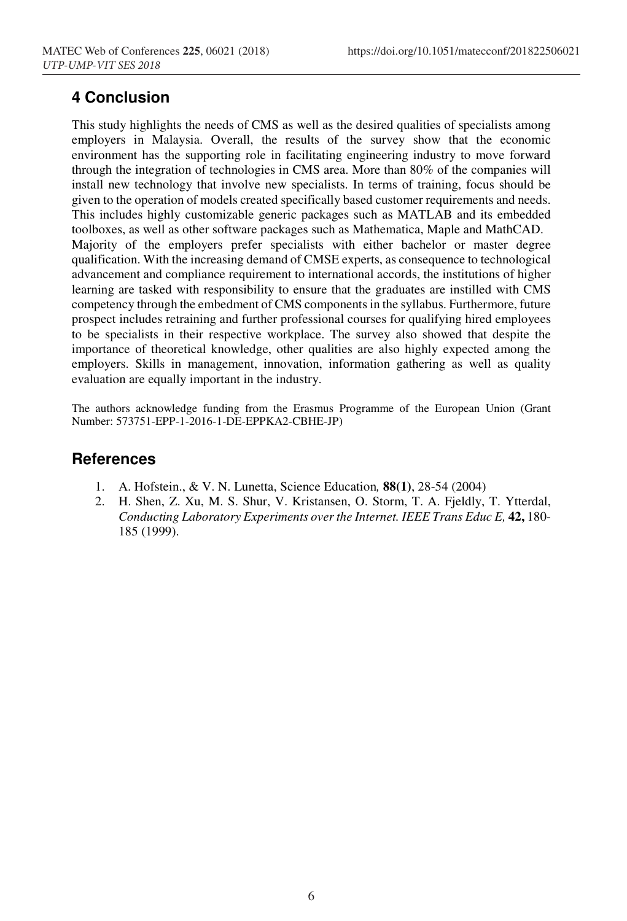## 4 Conclusion

This study highlights the needs of CMS as well as the desired qualities of specialists among employers in Malaysia. Overall, the results of the survey show that the economic environment has the supporting role in facilitating engineering industry to move forward through the integration of technologies in CMS area. More than 80% of the companies will install new technology that involve new specialists. In terms of training, focus should be given to the operation of models created specifically based customer requirements and needs. This includes highly customizable generic packages such as MATLAB and its embedded toolboxes, as well as other software packages such as Mathematica, Maple and MathCAD.
Majority of the employers prefer specialists with either bachelor or master degree qualification. With the increasing demand of CMSE experts, as consequence to technological advancement and compliance requirement to international accords, the institutions of higher learning are tasked with responsibility to ensure that the graduates are instilled with CMS competency through the embedment of CMS components in the syllabus. Furthermore, future prospect includes retraining and further professional courses for qualifying hired employees to be specialists in their respective workplace. The survey also showed that despite the importance of theoretical knowledge, other qualities are also highly expected among the employers. Skills in management, innovation, information gathering as well as quality evaluation are equally important in the industry.

The authors acknowledge funding from the Erasmus Programme of the European Union (Grant Number: 573751-EPP-1-2016-1-DE-EPPKA2-CBHE-JP)

## References

1. A. Hofstein., & V. N. Lunetta, Science Education*,* **88(1)**, 28-54 (2004)
2. H. Shen, Z. Xu, M. S. Shur, V. Kristansen, O. Storm, T. A. Fjeldly, T. Ytterdal, *Conducting Laboratory Experiments over the Internet. IEEE Trans Educ E,* **42,** 180-185 (1999).